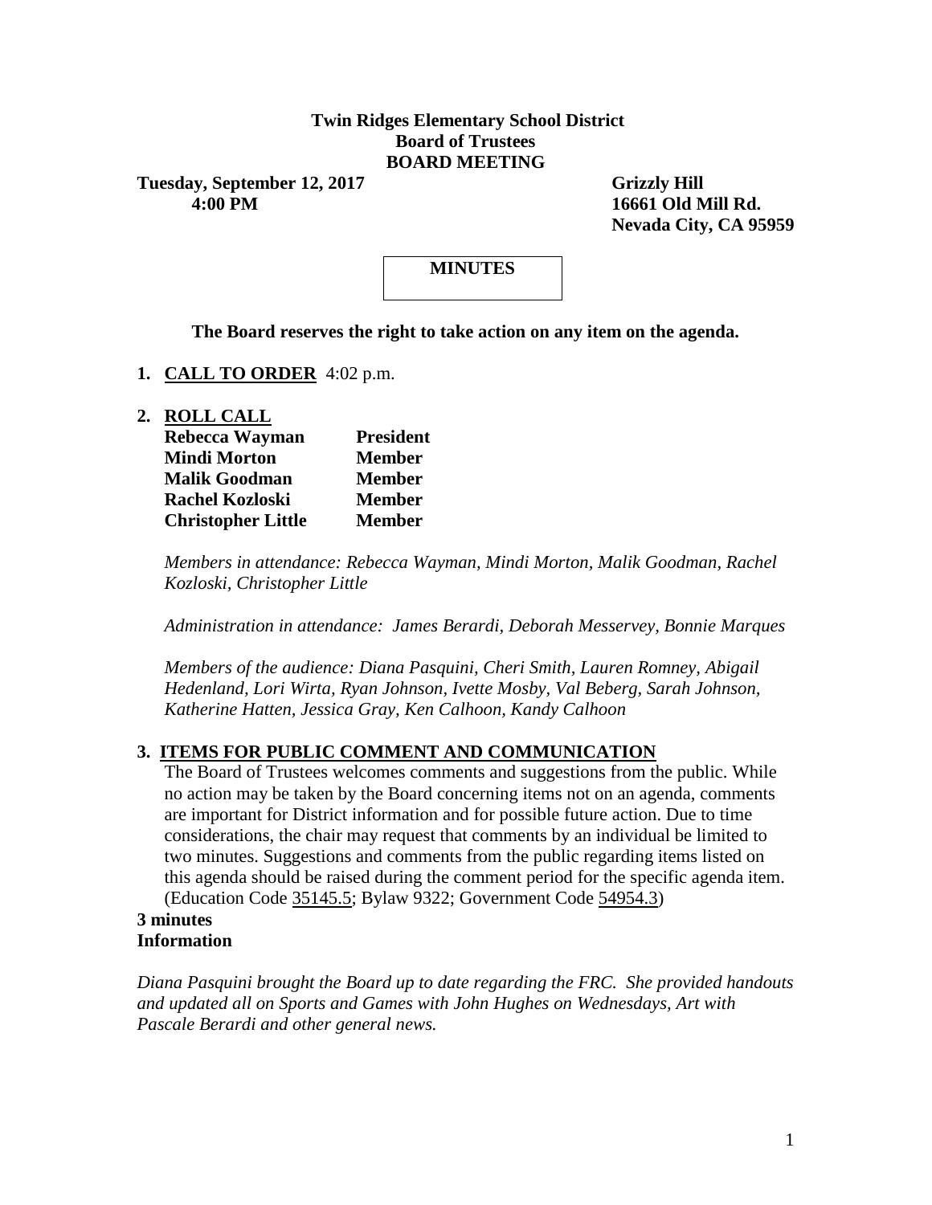**Twin Ridges Elementary School District**
**Board of Trustees**
**BOARD MEETING**

**Tuesday, September 12, 2017**
**4:00 PM**

**Grizzly Hill**
**16661 Old Mill Rd.**
**Nevada City, CA 95959**

**MINUTES**

**The Board reserves the right to take action on any item on the agenda.**

1. **CALL TO ORDER** 4:02 p.m.

2. **ROLL CALL**

| | |
|---|---|
| **Rebecca Wayman** | **President** |
| **Mindi Morton** | **Member** |
| **Malik Goodman** | **Member** |
| **Rachel Kozloski** | **Member** |
| **Christopher Little** | **Member** |

*Members in attendance: Rebecca Wayman, Mindi Morton, Malik Goodman, Rachel Kozloski, Christopher Little*

*Administration in attendance: James Berardi, Deborah Messervey, Bonnie Marques*

*Members of the audience: Diana Pasquini, Cheri Smith, Lauren Romney, Abigail Hedenland, Lori Wirta, Ryan Johnson, Ivette Mosby, Val Beberg, Sarah Johnson, Katherine Hatten, Jessica Gray, Ken Calhoon, Kandy Calhoon*

3. **ITEMS FOR PUBLIC COMMENT AND COMMUNICATION**

The Board of Trustees welcomes comments and suggestions from the public. While no action may be taken by the Board concerning items not on an agenda, comments are important for District information and for possible future action. Due to time considerations, the chair may request that comments by an individual be limited to two minutes. Suggestions and comments from the public regarding items listed on this agenda should be raised during the comment period for the specific agenda item. (Education Code 35145.5; Bylaw 9322; Government Code 54954.3)

**3 minutes**
**Information**

*Diana Pasquini brought the Board up to date regarding the FRC. She provided handouts and updated all on Sports and Games with John Hughes on Wednesdays, Art with Pascale Berardi and other general news.*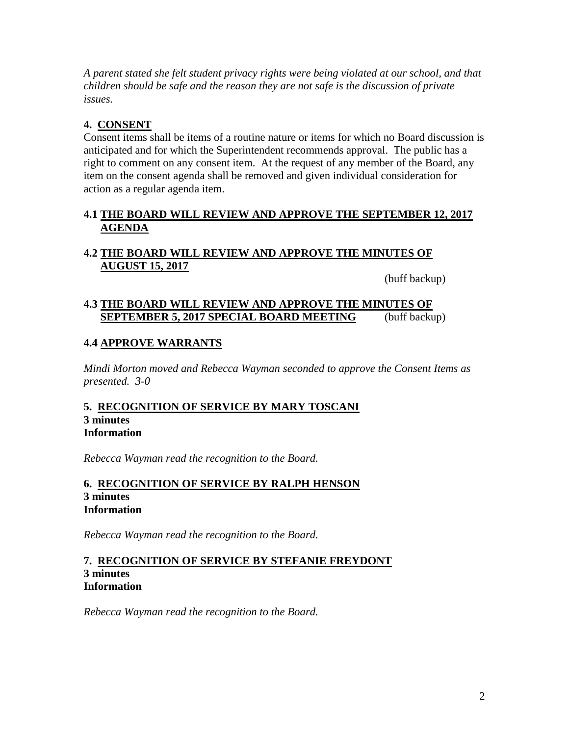*A parent stated she felt student privacy rights were being violated at our school, and that children should be safe and the reason they are not safe is the discussion of private issues.*

## 4. CONSENT

Consent items shall be items of a routine nature or items for which no Board discussion is anticipated and for which the Superintendent recommends approval. The public has a right to comment on any consent item. At the request of any member of the Board, any item on the consent agenda shall be removed and given individual consideration for action as a regular agenda item.

### 4.1 THE BOARD WILL REVIEW AND APPROVE THE SEPTEMBER 12, 2017 AGENDA

### 4.2 THE BOARD WILL REVIEW AND APPROVE THE MINUTES OF AUGUST 15, 2017

(buff backup)

### 4.3 THE BOARD WILL REVIEW AND APPROVE THE MINUTES OF SEPTEMBER 5, 2017 SPECIAL BOARD MEETING (buff backup)

### 4.4 APPROVE WARRANTS

*Mindi Morton moved and Rebecca Wayman seconded to approve the Consent Items as presented. 3-0*

## 5. RECOGNITION OF SERVICE BY MARY TOSCANI

**3 minutes**
**Information**

*Rebecca Wayman read the recognition to the Board.*

## 6. RECOGNITION OF SERVICE BY RALPH HENSON

**3 minutes**
**Information**

*Rebecca Wayman read the recognition to the Board.*

## 7. RECOGNITION OF SERVICE BY STEFANIE FREYDONT

**3 minutes**
**Information**

*Rebecca Wayman read the recognition to the Board.*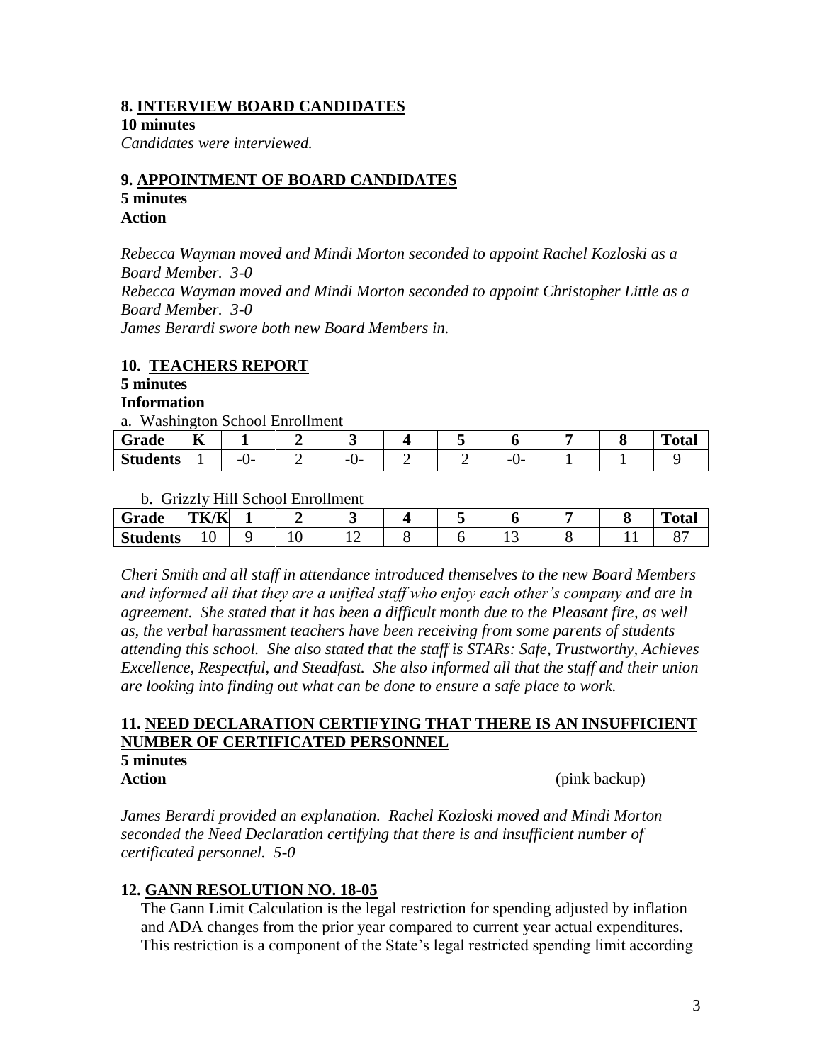## 8. INTERVIEW BOARD CANDIDATES

**10 minutes**

*Candidates were interviewed.*

## 9. APPOINTMENT OF BOARD CANDIDATES

**5 minutes**

**Action**

*Rebecca Wayman moved and Mindi Morton seconded to appoint Rachel Kozloski as a Board Member. 3-0*

*Rebecca Wayman moved and Mindi Morton seconded to appoint Christopher Little as a Board Member. 3-0*

*James Berardi swore both new Board Members in.*

## 10. TEACHERS REPORT

**5 minutes**

**Information**

a. Washington School Enrollment

| Grade | K | 1 | 2 | 3 | 4 | 5 | 6 | 7 | 8 | Total |
|---|---|---|---|---|---|---|---|---|---|---|
| Students | 1 | -0- | 2 | -0- | 2 | 2 | -0- | 1 | 1 | 9 |

b. Grizzly Hill School Enrollment

| Grade | TK/K | 1 | 2 | 3 | 4 | 5 | 6 | 7 | 8 | Total |
|---|---|---|---|---|---|---|---|---|---|---|
| Students | 10 | 9 | 10 | 12 | 8 | 6 | 13 | 8 | 11 | 87 |

*Cheri Smith and all staff in attendance introduced themselves to the new Board Members and informed all that they are a unified staff who enjoy each other's company and are in agreement. She stated that it has been a difficult month due to the Pleasant fire, as well as, the verbal harassment teachers have been receiving from some parents of students attending this school. She also stated that the staff is STARs: Safe, Trustworthy, Achieves Excellence, Respectful, and Steadfast. She also informed all that the staff and their union are looking into finding out what can be done to ensure a safe place to work.*

## 11. NEED DECLARATION CERTIFYING THAT THERE IS AN INSUFFICIENT NUMBER OF CERTIFICATED PERSONNEL

**5 minutes**

**Action** (pink backup)

*James Berardi provided an explanation. Rachel Kozloski moved and Mindi Morton seconded the Need Declaration certifying that there is and insufficient number of certificated personnel. 5-0*

## 12. GANN RESOLUTION NO. 18-05

The Gann Limit Calculation is the legal restriction for spending adjusted by inflation and ADA changes from the prior year compared to current year actual expenditures. This restriction is a component of the State's legal restricted spending limit according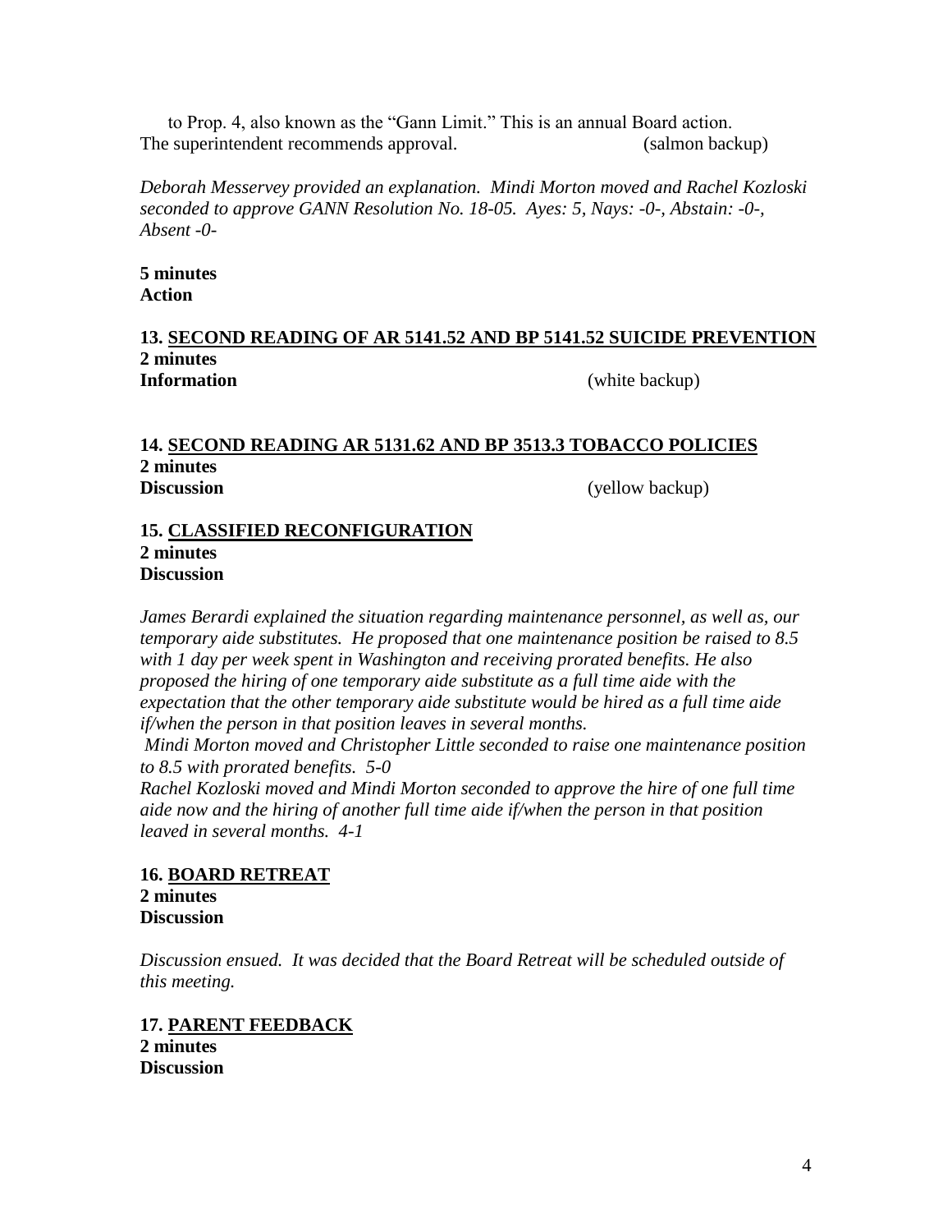to Prop. 4, also known as the "Gann Limit." This is an annual Board action. The superintendent recommends approval. (salmon backup)

*Deborah Messervey provided an explanation. Mindi Morton moved and Rachel Kozloski seconded to approve GANN Resolution No. 18-05. Ayes: 5, Nays: -0-, Abstain: -0-, Absent -0-*

**5 minutes**
**Action**

**13. <u>SECOND READING OF AR 5141.52 AND BP 5141.52 SUICIDE PREVENTION</u>**
**2 minutes**
**Information** (white backup)

**14. <u>SECOND READING AR 5131.62 AND BP 3513.3 TOBACCO POLICIES</u>**
**2 minutes**
**Discussion** (yellow backup)

**15. <u>CLASSIFIED RECONFIGURATION</u>**
**2 minutes**
**Discussion**

*James Berardi explained the situation regarding maintenance personnel, as well as, our temporary aide substitutes. He proposed that one maintenance position be raised to 8.5 with 1 day per week spent in Washington and receiving prorated benefits. He also proposed the hiring of one temporary aide substitute as a full time aide with the expectation that the other temporary aide substitute would be hired as a full time aide if/when the person in that position leaves in several months.*

*Mindi Morton moved and Christopher Little seconded to raise one maintenance position to 8.5 with prorated benefits. 5-0*

*Rachel Kozloski moved and Mindi Morton seconded to approve the hire of one full time aide now and the hiring of another full time aide if/when the person in that position leaved in several months. 4-1*

**16. <u>BOARD RETREAT</u>**
**2 minutes**
**Discussion**

*Discussion ensued. It was decided that the Board Retreat will be scheduled outside of this meeting.*

**17. <u>PARENT FEEDBACK</u>**
**2 minutes**
**Discussion**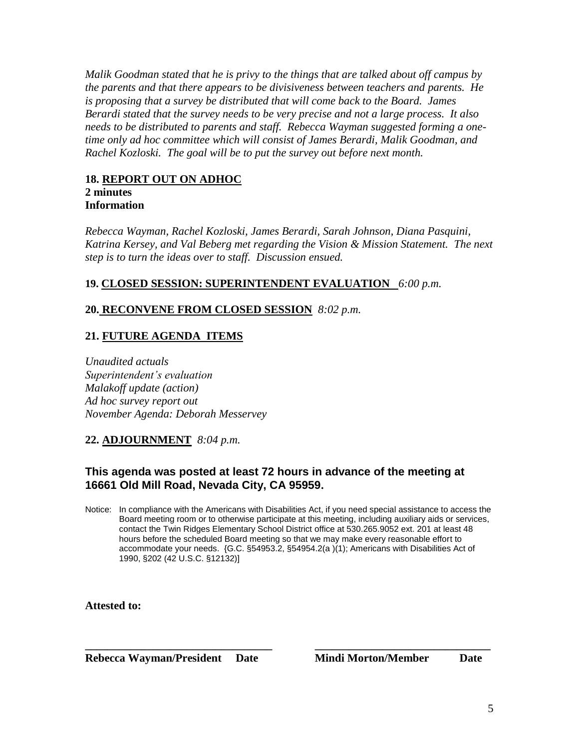*Malik Goodman stated that he is privy to the things that are talked about off campus by the parents and that there appears to be divisiveness between teachers and parents. He is proposing that a survey be distributed that will come back to the Board. James Berardi stated that the survey needs to be very precise and not a large process. It also needs to be distributed to parents and staff. Rebecca Wayman suggested forming a one-time only ad hoc committee which will consist of James Berardi, Malik Goodman, and Rachel Kozloski. The goal will be to put the survey out before next month.*

**18. <u>REPORT OUT ON ADHOC</u>**
**2 minutes**
**Information**

*Rebecca Wayman, Rachel Kozloski, James Berardi, Sarah Johnson, Diana Pasquini, Katrina Kersey, and Val Beberg met regarding the Vision & Mission Statement. The next step is to turn the ideas over to staff. Discussion ensued.*

**19. <u>CLOSED SESSION: SUPERINTENDENT EVALUATION</u>** *6:00 p.m.*

**20. <u>RECONVENE FROM CLOSED SESSION</u>** *8:02 p.m.*

**21. <u>FUTURE AGENDA ITEMS</u>**

*Unaudited actuals*
*Superintendent's evaluation*
*Malakoff update (action)*
*Ad hoc survey report out*
*November Agenda: Deborah Messervey*

**22. <u>ADJOURNMENT</u>** *8:04 p.m.*

**This agenda was posted at least 72 hours in advance of the meeting at 16661 Old Mill Road, Nevada City, CA 95959.**

Notice: In compliance with the Americans with Disabilities Act, if you need special assistance to access the Board meeting room or to otherwise participate at this meeting, including auxiliary aids or services, contact the Twin Ridges Elementary School District office at 530.265.9052 ext. 201 at least 48 hours before the scheduled Board meeting so that we may make every reasonable effort to accommodate your needs. {G.C. §54953.2, §54954.2(a )(1); Americans with Disabilities Act of 1990, §202 (42 U.S.C. §12132)]

**Attested to:**

**\_\_\_\_\_\_\_\_\_\_\_\_\_\_\_\_\_\_\_\_\_\_\_\_\_\_\_\_\_\_\_\_\_\_**
**Rebecca Wayman/President Date**

**\_\_\_\_\_\_\_\_\_\_\_\_\_\_\_\_\_\_\_\_\_\_\_\_\_\_\_\_\_\_\_\_\_\_**
**Mindi Morton/Member Date**